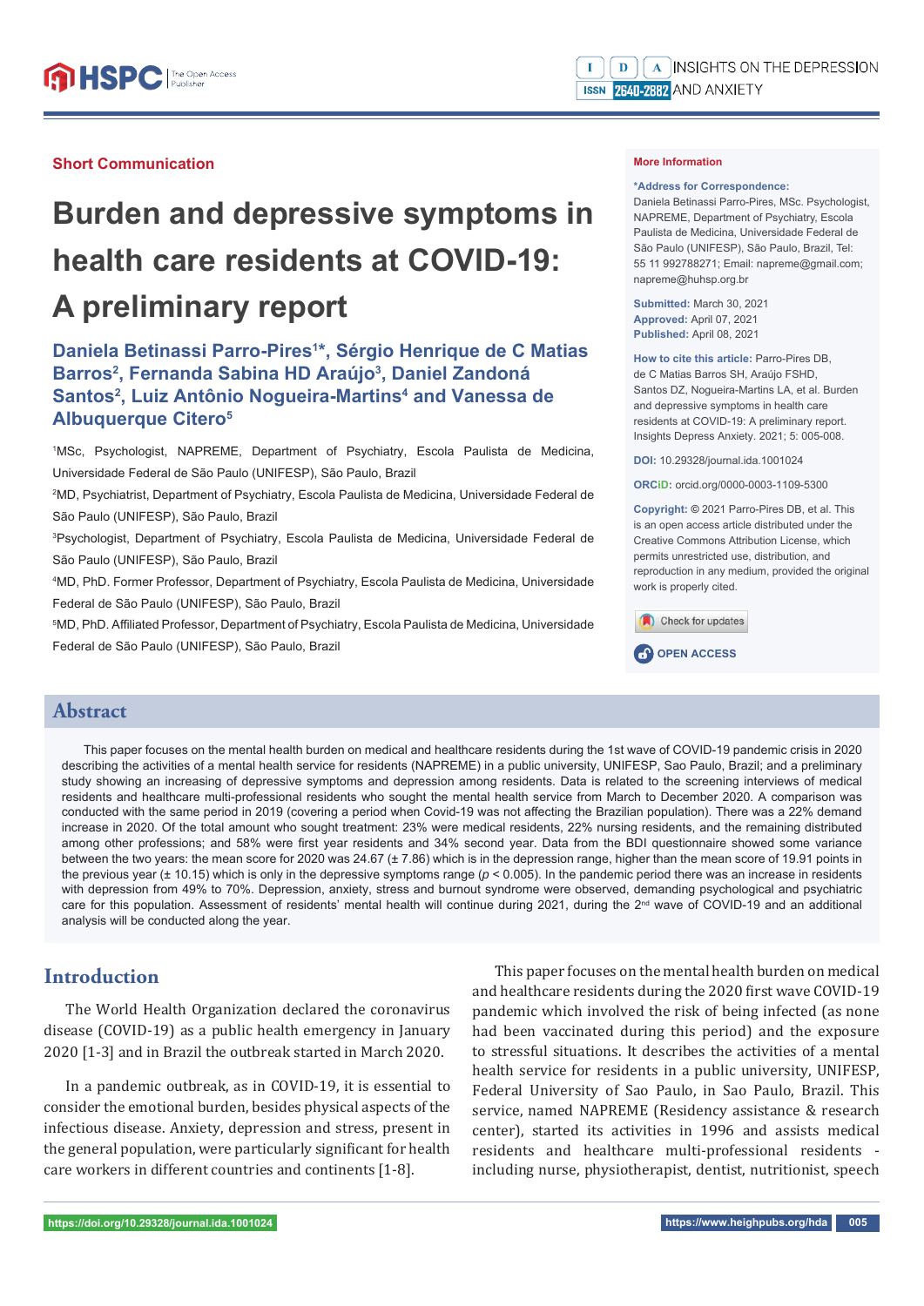Short Communication

# Burden and depressive symptoms in health care residents at COVID-19: A preliminary report

**Daniela Betinassi Parro-Pires[1]*, Sérgio Henrique de C Matias Barros[2], Fernanda Sabina HD Araújo[3], Daniel Zandoná Santos[2], Luiz Antônio Nogueira-Martins[4] and Vanessa de Albuquerque Citero[5]**

[1]MSc, Psychologist, NAPREME, Department of Psychiatry, Escola Paulista de Medicina, Universidade Federal de São Paulo (UNIFESP), São Paulo, Brazil

[2]MD, Psychiatrist, Department of Psychiatry, Escola Paulista de Medicina, Universidade Federal de São Paulo (UNIFESP), São Paulo, Brazil

[3]Psychologist, Department of Psychiatry, Escola Paulista de Medicina, Universidade Federal de São Paulo (UNIFESP), São Paulo, Brazil

[4]MD, PhD. Former Professor, Department of Psychiatry, Escola Paulista de Medicina, Universidade Federal de São Paulo (UNIFESP), São Paulo, Brazil

[5]MD, PhD. Affiliated Professor, Department of Psychiatry, Escola Paulista de Medicina, Universidade Federal de São Paulo (UNIFESP), São Paulo, Brazil

**More Information**

***Address for Correspondence:** Daniela Betinassi Parro-Pires, MSc. Psychologist, NAPREME, Department of Psychiatry, Escola Paulista de Medicina, Universidade Federal de São Paulo (UNIFESP), São Paulo, Brazil, Tel: 55 11 992788271; Email: napreme@gmail.com; napreme@huhsp.org.br

**Submitted:** March 30, 2021
**Approved:** April 07, 2021
**Published:** April 08, 2021

**How to cite this article:** Parro-Pires DB, de C Matias Barros SH, Araújo FSHD, Santos DZ, Nogueira-Martins LA, et al. Burden and depressive symptoms in health care residents at COVID-19: A preliminary report. Insights Depress Anxiety. 2021; 5: 005-008.

**DOI:** 10.29328/journal.ida.1001024

**ORCiD:** orcid.org/0000-0003-1109-5300

**Copyright:** © 2021 Parro-Pires DB, et al. This is an open access article distributed under the Creative Commons Attribution License, which permits unrestricted use, distribution, and reproduction in any medium, provided the original work is properly cited.

OPEN ACCESS

## Abstract

This paper focuses on the mental health burden on medical and healthcare residents during the 1st wave of COVID-19 pandemic crisis in 2020 describing the activities of a mental health service for residents (NAPREME) in a public university, UNIFESP, Sao Paulo, Brazil; and a preliminary study showing an increasing of depressive symptoms and depression among residents. Data is related to the screening interviews of medical residents and healthcare multi-professional residents who sought the mental health service from March to December 2020. A comparison was conducted with the same period in 2019 (covering a period when Covid-19 was not affecting the Brazilian population). There was a 22% demand increase in 2020. Of the total amount who sought treatment: 23% were medical residents, 22% nursing residents, and the remaining distributed among other professions; and 58% were first year residents and 34% second year. Data from the BDI questionnaire showed some variance between the two years: the mean score for 2020 was 24.67 (± 7.86) which is in the depression range, higher than the mean score of 19.91 points in the previous year (± 10.15) which is only in the depressive symptoms range ($p < 0.005$). In the pandemic period there was an increase in residents with depression from 49% to 70%. Depression, anxiety, stress and burnout syndrome were observed, demanding psychological and psychiatric care for this population. Assessment of residents' mental health will continue during 2021, during the 2nd wave of COVID-19 and an additional analysis will be conducted along the year.

## Introduction

The World Health Organization declared the coronavirus disease (COVID-19) as a public health emergency in January 2020 [1-3] and in Brazil the outbreak started in March 2020.

In a pandemic outbreak, as in COVID-19, it is essential to consider the emotional burden, besides physical aspects of the infectious disease. Anxiety, depression and stress, present in the general population, were particularly significant for health care workers in different countries and continents [1-8].

This paper focuses on the mental health burden on medical and healthcare residents during the 2020 first wave COVID-19 pandemic which involved the risk of being infected (as none had been vaccinated during this period) and the exposure to stressful situations. It describes the activities of a mental health service for residents in a public university, UNIFESP, Federal University of Sao Paulo, in Sao Paulo, Brazil. This service, named NAPREME (Residency assistance & research center), started its activities in 1996 and assists medical residents and healthcare multi-professional residents - including nurse, physiotherapist, dentist, nutritionist, speech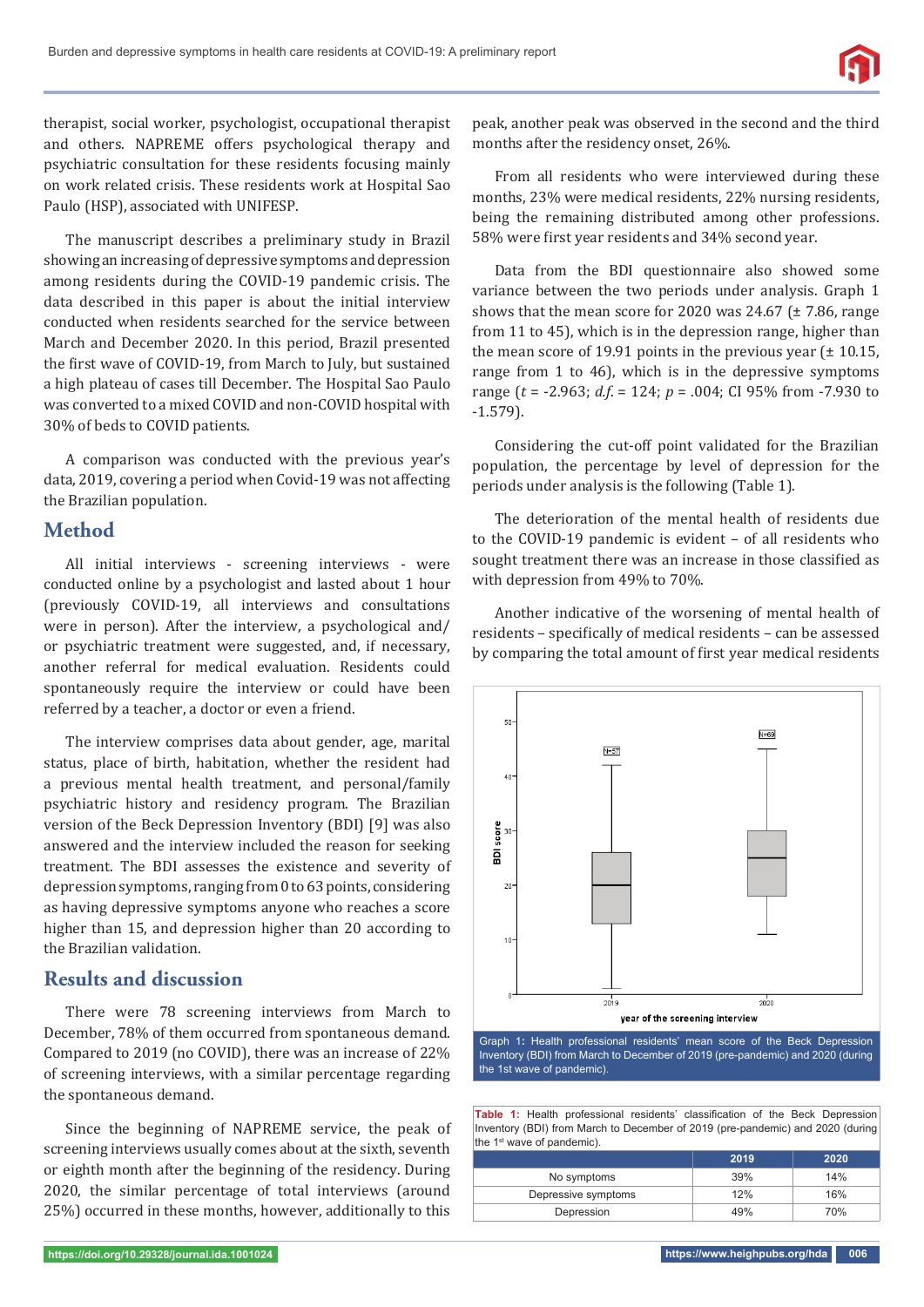therapist, social worker, psychologist, occupational therapist and others. NAPREME offers psychological therapy and psychiatric consultation for these residents focusing mainly on work related crisis. These residents work at Hospital Sao Paulo (HSP), associated with UNIFESP.

The manuscript describes a preliminary study in Brazil showing an increasing of depressive symptoms and depression among residents during the COVID-19 pandemic crisis. The data described in this paper is about the initial interview conducted when residents searched for the service between March and December 2020. In this period, Brazil presented the first wave of COVID-19, from March to July, but sustained a high plateau of cases till December. The Hospital Sao Paulo was converted to a mixed COVID and non-COVID hospital with 30% of beds to COVID patients.

A comparison was conducted with the previous year's data, 2019, covering a period when Covid-19 was not affecting the Brazilian population.

## Method

All initial interviews - screening interviews - were conducted online by a psychologist and lasted about 1 hour (previously COVID-19, all interviews and consultations were in person). After the interview, a psychological and/or psychiatric treatment were suggested, and, if necessary, another referral for medical evaluation. Residents could spontaneously require the interview or could have been referred by a teacher, a doctor or even a friend.

The interview comprises data about gender, age, marital status, place of birth, habitation, whether the resident had a previous mental health treatment, and personal/family psychiatric history and residency program. The Brazilian version of the Beck Depression Inventory (BDI) [9] was also answered and the interview included the reason for seeking treatment. The BDI assesses the existence and severity of depression symptoms, ranging from 0 to 63 points, considering as having depressive symptoms anyone who reaches a score higher than 15, and depression higher than 20 according to the Brazilian validation.

## Results and discussion

There were 78 screening interviews from March to December, 78% of them occurred from spontaneous demand. Compared to 2019 (no COVID), there was an increase of 22% of screening interviews, with a similar percentage regarding the spontaneous demand.

Since the beginning of NAPREME service, the peak of screening interviews usually comes about at the sixth, seventh or eighth month after the beginning of the residency. During 2020, the similar percentage of total interviews (around 25%) occurred in these months, however, additionally to this peak, another peak was observed in the second and the third months after the residency onset, 26%.

From all residents who were interviewed during these months, 23% were medical residents, 22% nursing residents, being the remaining distributed among other professions. 58% were first year residents and 34% second year.

Data from the BDI questionnaire also showed some variance between the two periods under analysis. Graph 1 shows that the mean score for 2020 was 24.67 (± 7.86, range from 11 to 45), which is in the depression range, higher than the mean score of 19.91 points in the previous year (± 10.15, range from 1 to 46), which is in the depressive symptoms range ($t$ = -2.963; $d.f.$ = 124; $p$ = .004; CI 95% from -7.930 to -1.579).

Considering the cut-off point validated for the Brazilian population, the percentage by level of depression for the periods under analysis is the following (Table 1).

The deterioration of the mental health of residents due to the COVID-19 pandemic is evident – of all residents who sought treatment there was an increase in those classified as with depression from 49% to 70%.

Another indicative of the worsening of mental health of residents – specifically of medical residents – can be assessed by comparing the total amount of first year medical residents

N=57
N=69
50
40
30
20
10
0
BDI score
2019
2020
year of the screening interview

Graph 1: Health professional residents' mean score of the Beck Depression Inventory (BDI) from March to December of 2019 (pre-pandemic) and 2020 (during the 1st wave of pandemic).

**Table 1:** Health professional residents' classification of the Beck Depression Inventory (BDI) from March to December of 2019 (pre-pandemic) and 2020 (during the 1st wave of pandemic).

| | 2019 | 2020 |
|---|---|---|
| No symptoms | 39% | 14% |
| Depressive symptoms | 12% | 16% |
| Depression | 49% | 70% |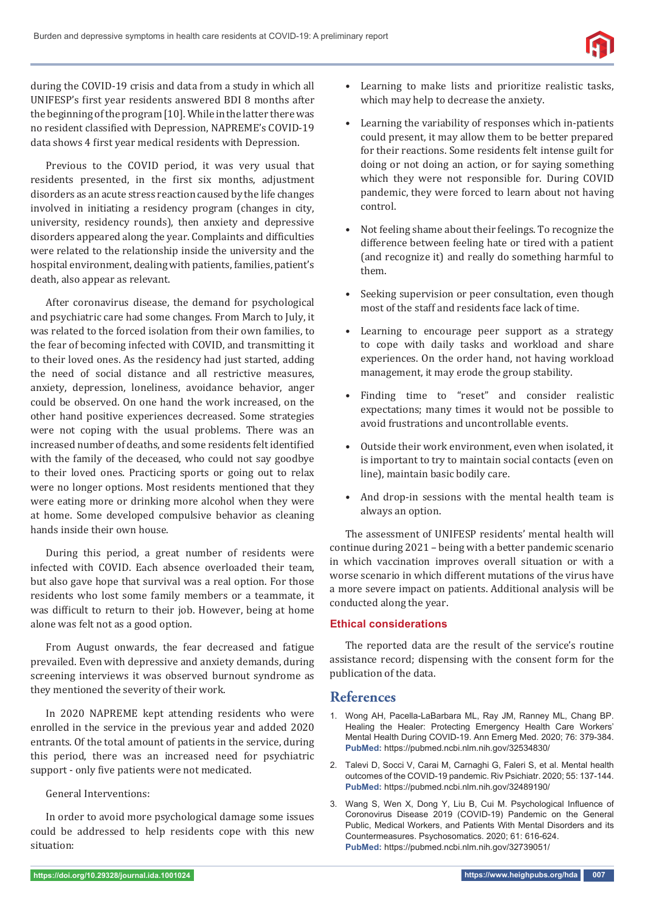during the COVID-19 crisis and data from a study in which all UNIFESP's first year residents answered BDI 8 months after the beginning of the program [10]. While in the latter there was no resident classified with Depression, NAPREME's COVID-19 data shows 4 first year medical residents with Depression.

Previous to the COVID period, it was very usual that residents presented, in the first six months, adjustment disorders as an acute stress reaction caused by the life changes involved in initiating a residency program (changes in city, university, residency rounds), then anxiety and depressive disorders appeared along the year. Complaints and difficulties were related to the relationship inside the university and the hospital environment, dealing with patients, families, patient's death, also appear as relevant.

After coronavirus disease, the demand for psychological and psychiatric care had some changes. From March to July, it was related to the forced isolation from their own families, to the fear of becoming infected with COVID, and transmitting it to their loved ones. As the residency had just started, adding the need of social distance and all restrictive measures, anxiety, depression, loneliness, avoidance behavior, anger could be observed. On one hand the work increased, on the other hand positive experiences decreased. Some strategies were not coping with the usual problems. There was an increased number of deaths, and some residents felt identified with the family of the deceased, who could not say goodbye to their loved ones. Practicing sports or going out to relax were no longer options. Most residents mentioned that they were eating more or drinking more alcohol when they were at home. Some developed compulsive behavior as cleaning hands inside their own house.

During this period, a great number of residents were infected with COVID. Each absence overloaded their team, but also gave hope that survival was a real option. For those residents who lost some family members or a teammate, it was difficult to return to their job. However, being at home alone was felt not as a good option.

From August onwards, the fear decreased and fatigue prevailed. Even with depressive and anxiety demands, during screening interviews it was observed burnout syndrome as they mentioned the severity of their work.

In 2020 NAPREME kept attending residents who were enrolled in the service in the previous year and added 2020 entrants. Of the total amount of patients in the service, during this period, there was an increased need for psychiatric support - only five patients were not medicated.

General Interventions:

In order to avoid more psychological damage some issues could be addressed to help residents cope with this new situation:

- Learning to make lists and prioritize realistic tasks, which may help to decrease the anxiety.
- Learning the variability of responses which in-patients could present, it may allow them to be better prepared for their reactions. Some residents felt intense guilt for doing or not doing an action, or for saying something which they were not responsible for. During COVID pandemic, they were forced to learn about not having control.
- Not feeling shame about their feelings. To recognize the difference between feeling hate or tired with a patient (and recognize it) and really do something harmful to them.
- Seeking supervision or peer consultation, even though most of the staff and residents face lack of time.
- Learning to encourage peer support as a strategy to cope with daily tasks and workload and share experiences. On the order hand, not having workload management, it may erode the group stability.
- Finding time to "reset" and consider realistic expectations; many times it would not be possible to avoid frustrations and uncontrollable events.
- Outside their work environment, even when isolated, it is important to try to maintain social contacts (even on line), maintain basic bodily care.
- And drop-in sessions with the mental health team is always an option.

The assessment of UNIFESP residents' mental health will continue during 2021 – being with a better pandemic scenario in which vaccination improves overall situation or with a worse scenario in which different mutations of the virus have a more severe impact on patients. Additional analysis will be conducted along the year.

## Ethical considerations

The reported data are the result of the service's routine assistance record; dispensing with the consent form for the publication of the data.

## References

1. Wong AH, Pacella-LaBarbara ML, Ray JM, Ranney ML, Chang BP. Healing the Healer: Protecting Emergency Health Care Workers' Mental Health During COVID-19. Ann Emerg Med. 2020; 76: 379-384. **PubMed:** https://pubmed.ncbi.nlm.nih.gov/32534830/
2. Talevi D, Socci V, Carai M, Carnaghi G, Faleri S, et al. Mental health outcomes of the COVID-19 pandemic. Riv Psichiatr. 2020; 55: 137-144. **PubMed:** https://pubmed.ncbi.nlm.nih.gov/32489190/
3. Wang S, Wen X, Dong Y, Liu B, Cui M. Psychological Influence of Coronovirus Disease 2019 (COVID-19) Pandemic on the General Public, Medical Workers, and Patients With Mental Disorders and its Countermeasures. Psychosomatics. 2020; 61: 616-624. **PubMed:** https://pubmed.ncbi.nlm.nih.gov/32739051/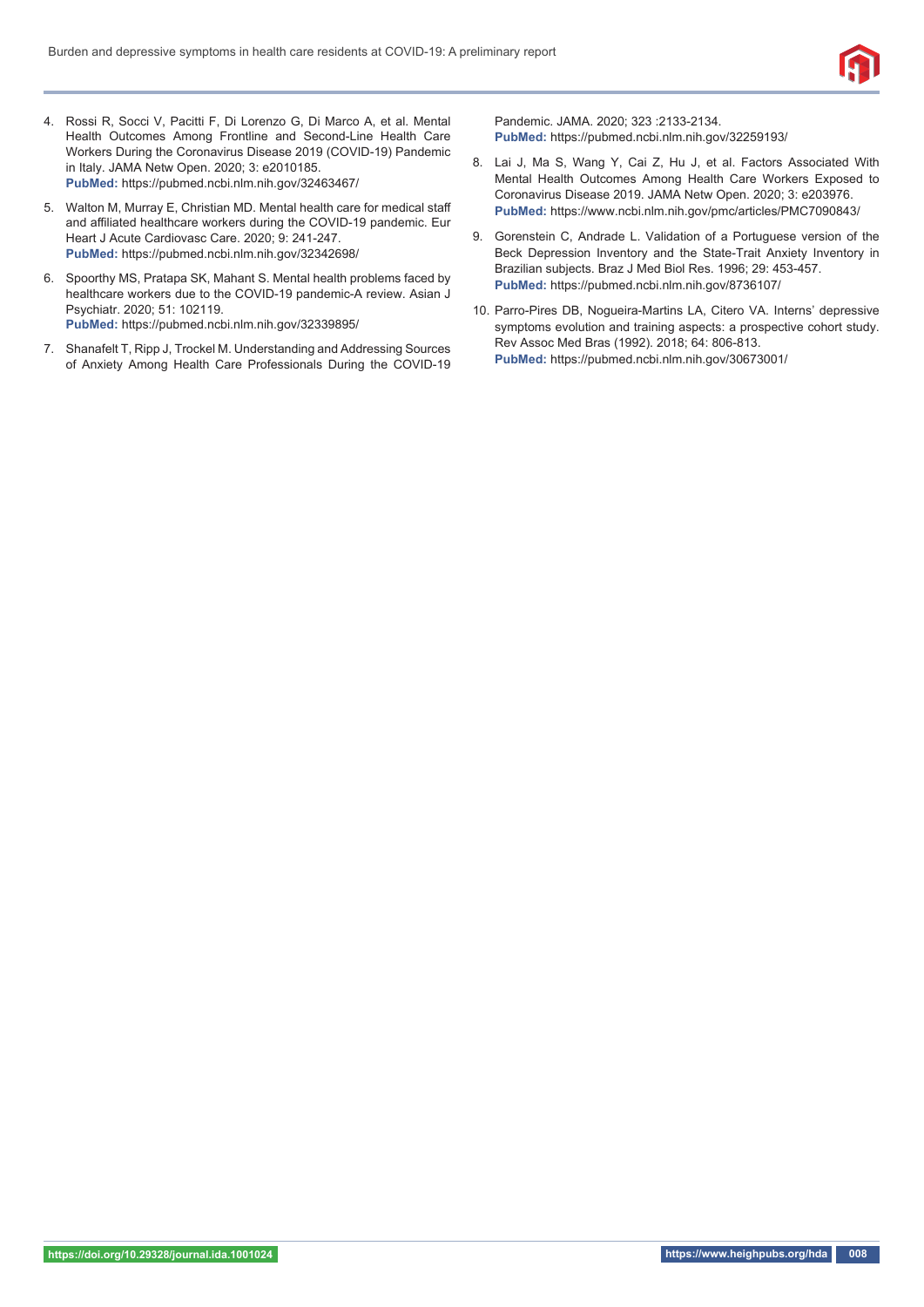4. Rossi R, Socci V, Pacitti F, Di Lorenzo G, Di Marco A, et al. Mental Health Outcomes Among Frontline and Second-Line Health Care Workers During the Coronavirus Disease 2019 (COVID-19) Pandemic in Italy. JAMA Netw Open. 2020; 3: e2010185. **PubMed:** https://pubmed.ncbi.nlm.nih.gov/32463467/

5. Walton M, Murray E, Christian MD. Mental health care for medical staff and affiliated healthcare workers during the COVID-19 pandemic. Eur Heart J Acute Cardiovasc Care. 2020; 9: 241-247. **PubMed:** https://pubmed.ncbi.nlm.nih.gov/32342698/

6. Spoorthy MS, Pratapa SK, Mahant S. Mental health problems faced by healthcare workers due to the COVID-19 pandemic-A review. Asian J Psychiatr. 2020; 51: 102119. **PubMed:** https://pubmed.ncbi.nlm.nih.gov/32339895/

7. Shanafelt T, Ripp J, Trockel M. Understanding and Addressing Sources of Anxiety Among Health Care Professionals During the COVID-19 Pandemic. JAMA. 2020; 323 :2133-2134. **PubMed:** https://pubmed.ncbi.nlm.nih.gov/32259193/

8. Lai J, Ma S, Wang Y, Cai Z, Hu J, et al. Factors Associated With Mental Health Outcomes Among Health Care Workers Exposed to Coronavirus Disease 2019. JAMA Netw Open. 2020; 3: e203976. **PubMed:** https://www.ncbi.nlm.nih.gov/pmc/articles/PMC7090843/

9. Gorenstein C, Andrade L. Validation of a Portuguese version of the Beck Depression Inventory and the State-Trait Anxiety Inventory in Brazilian subjects. Braz J Med Biol Res. 1996; 29: 453-457. **PubMed:** https://pubmed.ncbi.nlm.nih.gov/8736107/

10. Parro-Pires DB, Nogueira-Martins LA, Citero VA. Interns' depressive symptoms evolution and training aspects: a prospective cohort study. Rev Assoc Med Bras (1992). 2018; 64: 806-813. **PubMed:** https://pubmed.ncbi.nlm.nih.gov/30673001/